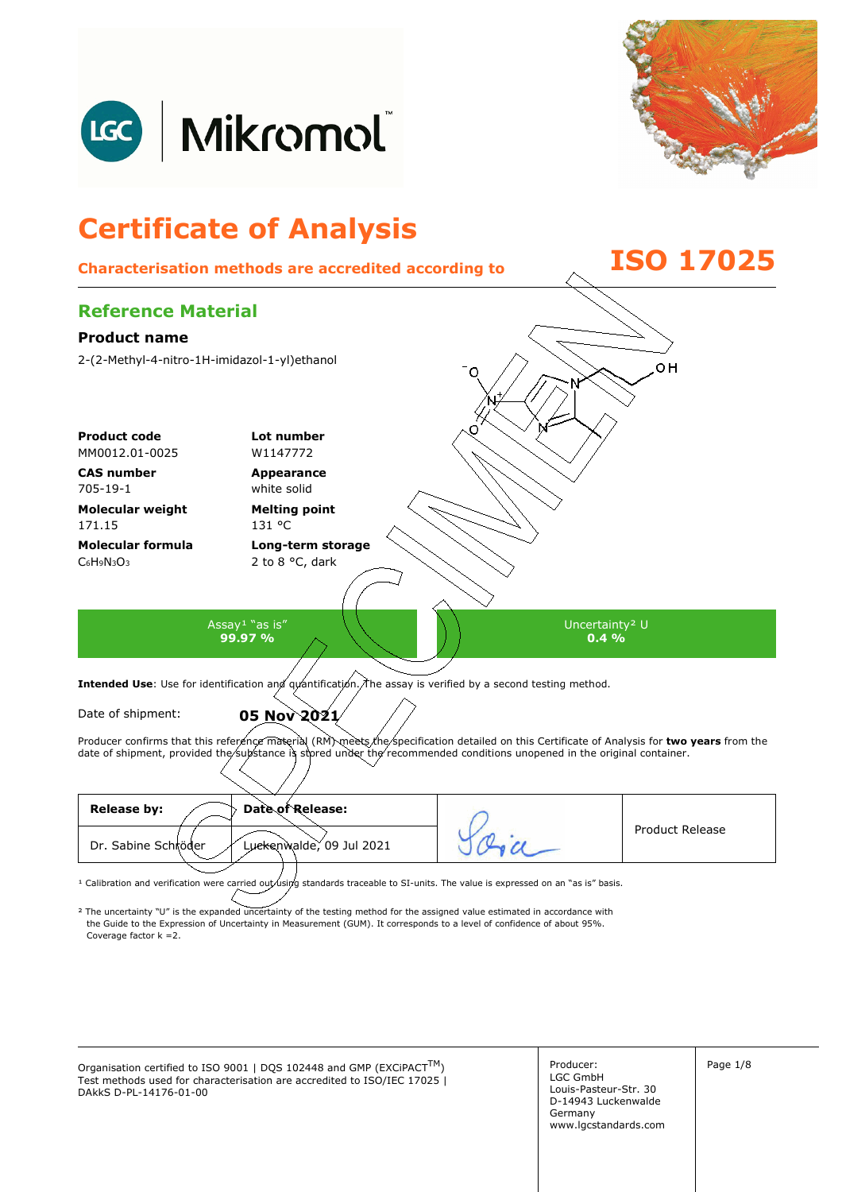LGC | Mikromol™

# Certificate of Analysis

**Characterisation methods are accredited according to ISO 17025**

## Reference Material

### Product name

2-(2-Methyl-4-nitro-1H-imidazol-1-yl)ethanol

| | |
|---|---|
| **Product code** | **Lot number** |
| MM0012.01-0025 | W1147772 |
| **CAS number** | **Appearance** |
| 705-19-1 | white solid |
| **Molecular weight** | **Melting point** |
| 171.15 | 131 °C |
| **Molecular formula** | **Long-term storage** |
| $C_6H_9N_3O_3$ | 2 to 8 °C, dark |

| Assay[1] "as is" | Uncertainty[2] U |
|---|---|
| **99.97 %** | **0.4 %** |

**Intended Use**: Use for identification and quantification. The assay is verified by a second testing method.

Date of shipment: **05 Nov 2021**

Producer confirms that this reference material (RM) meets the specification detailed on this Certificate of Analysis for **two years** from the date of shipment, provided the substance is stored under the recommended conditions unopened in the original container.

| **Release by:** | **Date of Release:** | | |
|---|---|---|---|
| Dr. Sabine Schröder | Luckenwalde, 09 Jul 2021 | | Product Release |

[1] Calibration and verification were carried out using standards traceable to SI-units. The value is expressed on an "as is" basis.

[2] The uncertainty "U" is the expanded uncertainty of the testing method for the assigned value estimated in accordance with the Guide to the Expression of Uncertainty in Measurement (GUM). It corresponds to a level of confidence of about 95%. Coverage factor k =2.

Organisation certified to ISO 9001 | DQS 102448 and GMP (EXCiPACT™)
Test methods used for characterisation are accredited to ISO/IEC 17025 | DAkkS D-PL-14176-01-00

Producer:
LGC GmbH
Louis-Pasteur-Str. 30
D-14943 Luckenwalde
Germany
www.lgcstandards.com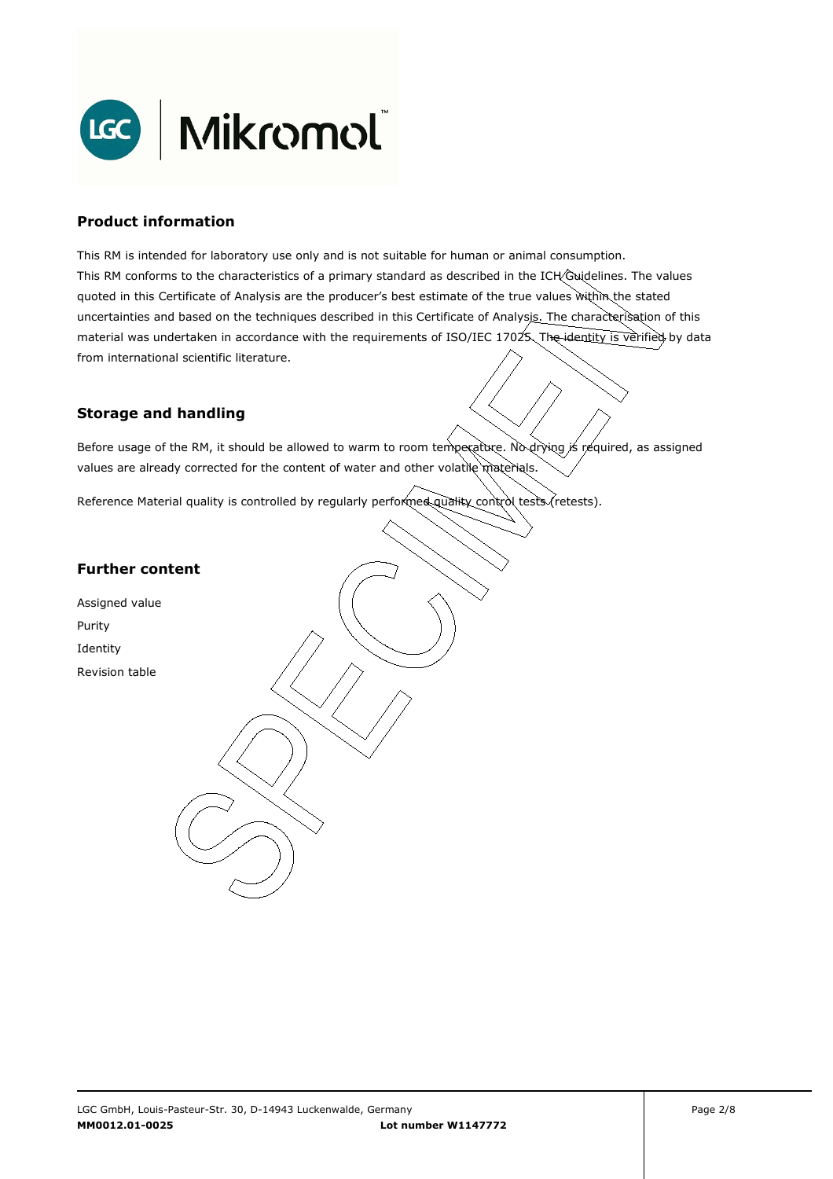## Product information

This RM is intended for laboratory use only and is not suitable for human or animal consumption.
This RM conforms to the characteristics of a primary standard as described in the ICH Guidelines. The values quoted in this Certificate of Analysis are the producer's best estimate of the true values within the stated uncertainties and based on the techniques described in this Certificate of Analysis. The characterisation of this material was undertaken in accordance with the requirements of ISO/IEC 17025. The identity is verified by data from international scientific literature.

## Storage and handling

Before usage of the RM, it should be allowed to warm to room temperature. No drying is required, as assigned values are already corrected for the content of water and other volatile materials.

Reference Material quality is controlled by regularly performed quality control tests (retests).

## Further content

Assigned value
Purity
Identity
Revision table

LGC GmbH, Louis-Pasteur-Str. 30, D-14943 Luckenwalde, Germany
**MM0012.01-0025** **Lot number W1147772**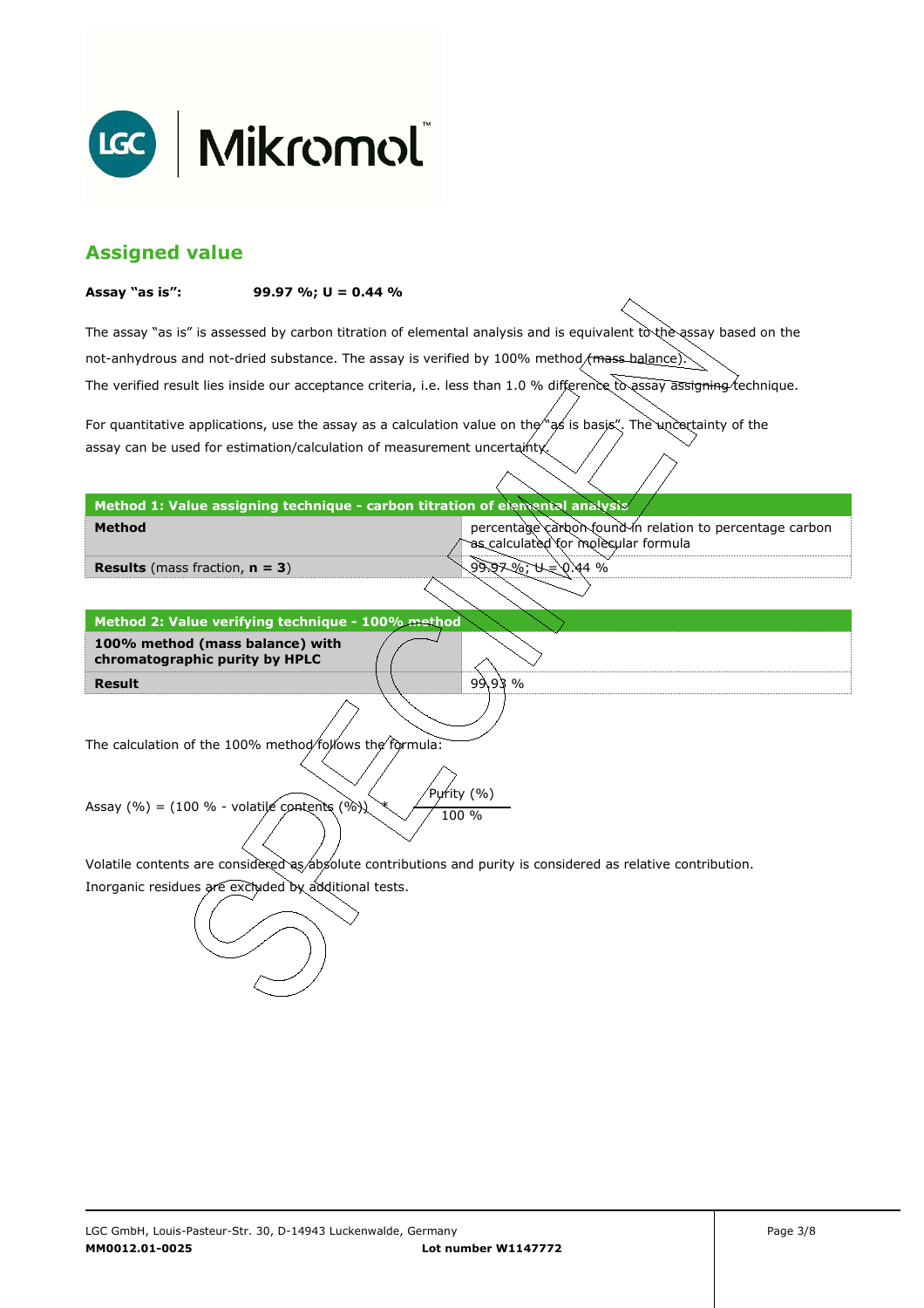## Assigned value

**Assay "as is": 99.97 %; U = 0.44 %**

The assay "as is" is assessed by carbon titration of elemental analysis and is equivalent to the assay based on the not-anhydrous and not-dried substance. The assay is verified by 100% method (mass balance).
The verified result lies inside our acceptance criteria, i.e. less than 1.0 % difference to assay assigning technique.

For quantitative applications, use the assay as a calculation value on the "as is basis". The uncertainty of the assay can be used for estimation/calculation of measurement uncertainty.

| Method 1: Value assigning technique - carbon titration of elemental analysis | |
|---|---|
| **Method** | percentage carbon found in relation to percentage carbon as calculated for molecular formula |
| **Results** (mass fraction, **n = 3**) | 99.97 %; U = 0.44 % |

| Method 2: Value verifying technique - 100% method | |
|---|---|
| **100% method (mass balance) with chromatographic purity by HPLC** | |
| **Result** | 99.93 % |

The calculation of the 100% method follows the formula:

$$\text{Assay (\%)} = (100\,\% - \text{volatile contents (\%)}) \quad * \quad \frac{\text{Purity (\%)}}{100\,\%}$$

Volatile contents are considered as absolute contributions and purity is considered as relative contribution.
Inorganic residues are excluded by additional tests.

LGC GmbH, Louis-Pasteur-Str. 30, D-14943 Luckenwalde, Germany
**MM0012.01-0025** **Lot number W1147772**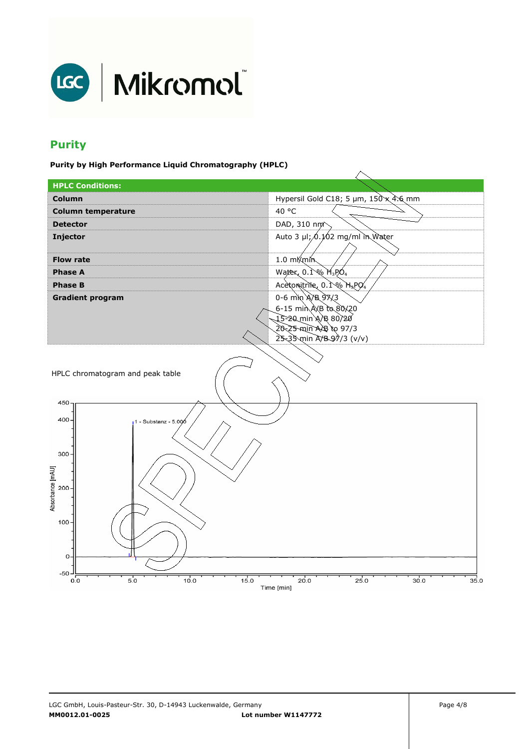## Purity

**Purity by High Performance Liquid Chromatography (HPLC)**

| HPLC Conditions: | |
|---|---|
| **Column** | Hypersil Gold C18; 5 µm, 150 x 4.6 mm |
| **Column temperature** | 40 °C |
| **Detector** | DAD, 310 nm |
| **Injector** | Auto 3 µl; 0.102 mg/ml in Water |
| **Flow rate** | 1.0 ml/min |
| **Phase A** | Water, 0.1 % $H_3PO_4$ |
| **Phase B** | Acetonitrile, 0.1 % $H_3PO_4$ |
| **Gradient program** | 0-6 min A/B 97/3<br>6-15 min A/B to 80/20<br>15-20 min A/B 80/20<br>20-25 min A/B to 97/3<br>25-35 min A/B 97/3 (v/v) |

HPLC chromatogram and peak table

MM0012.01-0025 Lot number W1147772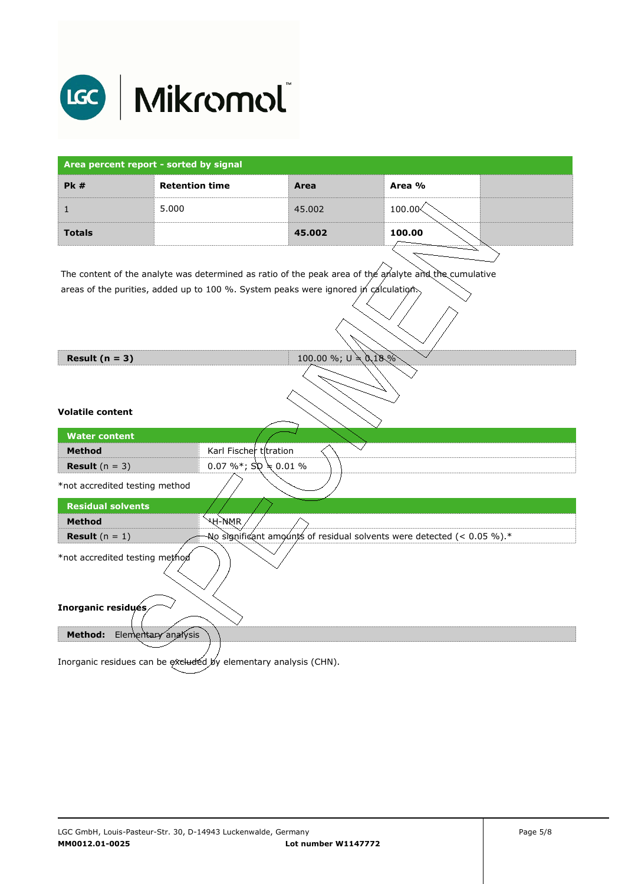**Area percent report - sorted by signal**

| Pk # | Retention time | Area | Area % | |
|---|---|---|---|---|
| 1 | 5.000 | 45.002 | 100.00 | |
| **Totals** | | **45.002** | **100.00** | |

The content of the analyte was determined as ratio of the peak area of the analyte and the cumulative areas of the purities, added up to 100 %. System peaks were ignored in calculation.

| **Result (n = 3)** | 100.00 %; U = 0.18 % |
|---|---|

### Volatile content

| **Water content** | |
|---|---|
| **Method** | Karl Fischer titration |
| **Result** (n = 3) | 0.07 %*; SD = 0.01 % |

*not accredited testing method

| **Residual solvents** | |
|---|---|
| **Method** | $^{1}$H-NMR |
| **Result** (n = 1) | No significant amounts of residual solvents were detected (< 0.05 %).* |

*not accredited testing method

### Inorganic residues

| **Method:** Elementary analysis |
|---|

Inorganic residues can be excluded by elementary analysis (CHN).

LGC GmbH, Louis-Pasteur-Str. 30, D-14943 Luckenwalde, Germany
**MM0012.01-0025** **Lot number W1147772**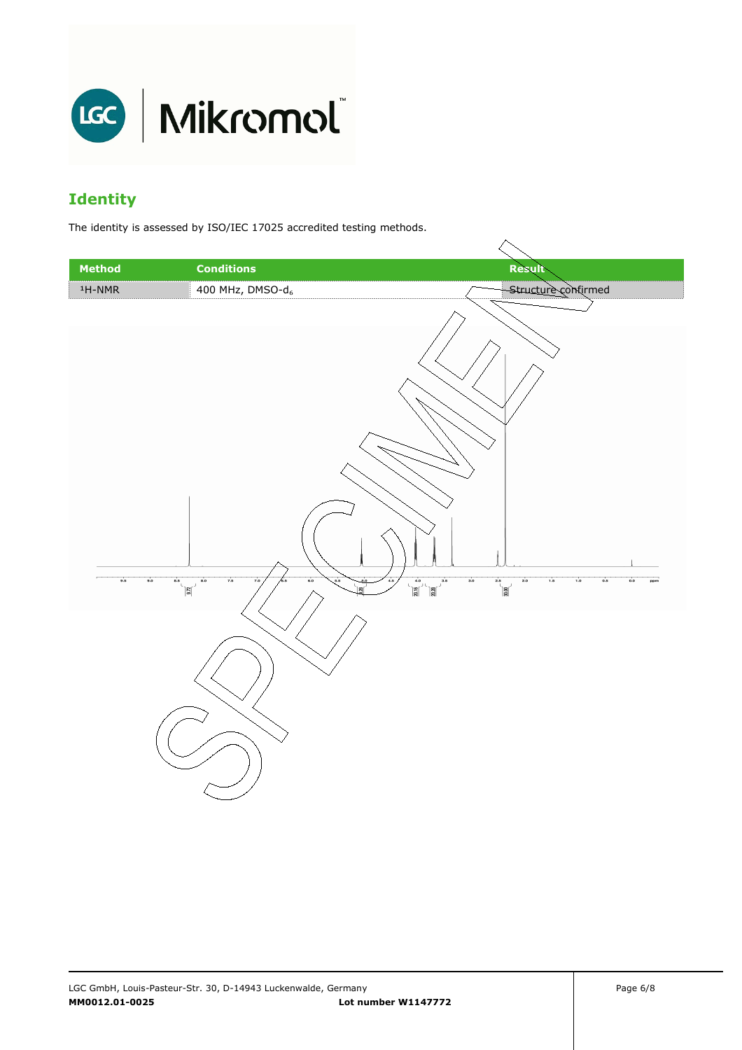## Identity

The identity is assessed by ISO/IEC 17025 accredited testing methods.

| Method | Conditions | Result |
|---|---|---|
| $^1$H-NMR | 400 MHz, DMSO-$d_6$ | Structure confirmed |

MM0012.01-0025 Lot number W1147772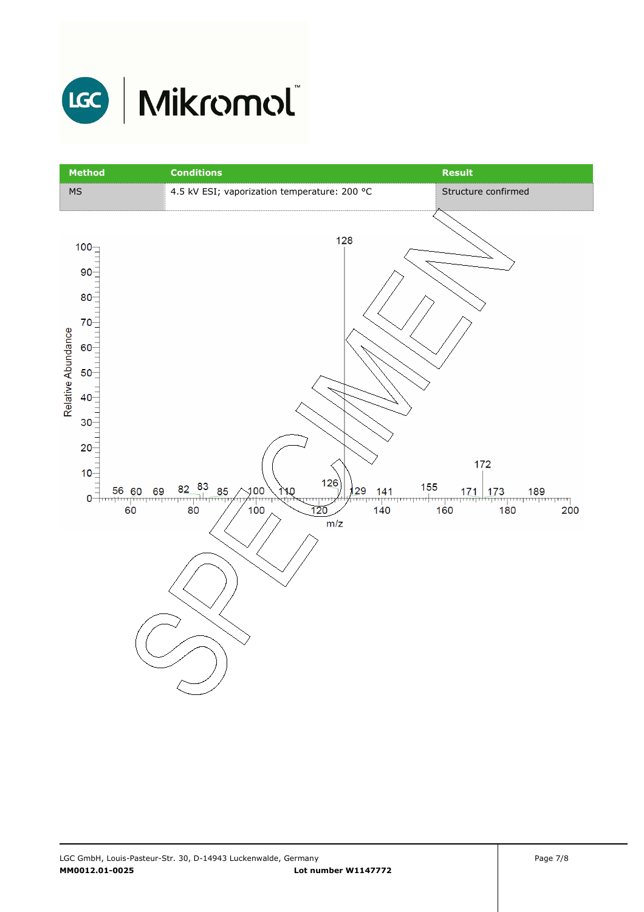| Method | Conditions | Result |
|---|---|---|
| MS | 4.5 kV ESI; vaporization temperature: 200 °C | Structure confirmed |

Relative Abundance

m/z

128

172

56 60 69 82 83 85 100 110 126 129 141 155 171 173 189

SPECIMEN

LGC GmbH, Louis-Pasteur-Str. 30, D-14943 Luckenwalde, Germany

**MM0012.01-0025** **Lot number W1147772**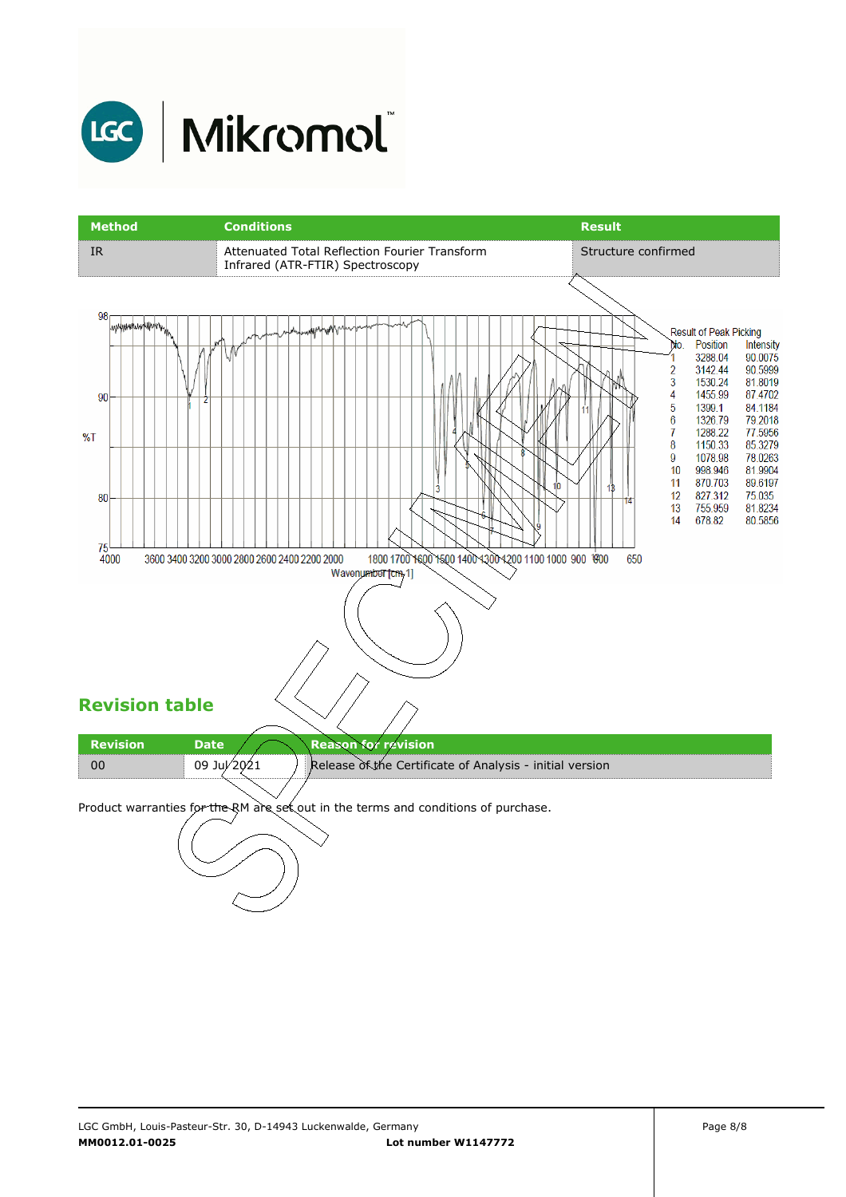| Method | Conditions | Result |
| --- | --- | --- |
| IR | Attenuated Total Reflection Fourier Transform Infrared (ATR-FTIR) Spectroscopy | Structure confirmed |

98
90
%T
80
75
4000 3600 3400 3200 3000 2800 2600 2400 2200 2000 1800 1700 1600 1500 1400 1300 1200 1100 1000 900 800 650
Wavenumber [cm-1]

Result of Peak Picking

| No. | Position | Intensity |
| --- | --- | --- |
| 1 | 3288.04 | 90.0075 |
| 2 | 3142.44 | 90.5999 |
| 3 | 1530.24 | 81.8019 |
| 4 | 1455.99 | 87.4702 |
| 5 | 1399.1 | 84.1184 |
| 6 | 1326.79 | 79.2018 |
| 7 | 1288.22 | 77.5956 |
| 8 | 1150.33 | 85.3279 |
| 9 | 1078.08 | 78.0263 |
| 10 | 998.946 | 81.9904 |
| 11 | 870.703 | 89.6197 |
| 12 | 827.312 | 75.035 |
| 13 | 755.959 | 81.8234 |
| 14 | 678.82 | 80.5856 |

## Revision table

| Revision | Date | Reason for revision |
| --- | --- | --- |
| 00 | 09 Jul 2021 | Release of the Certificate of Analysis - initial version |

Product warranties for the RM are set out in the terms and conditions of purchase.

LGC GmbH, Louis-Pasteur-Str. 30, D-14943 Luckenwalde, Germany

**MM0012.01-0025** **Lot number W1147772**